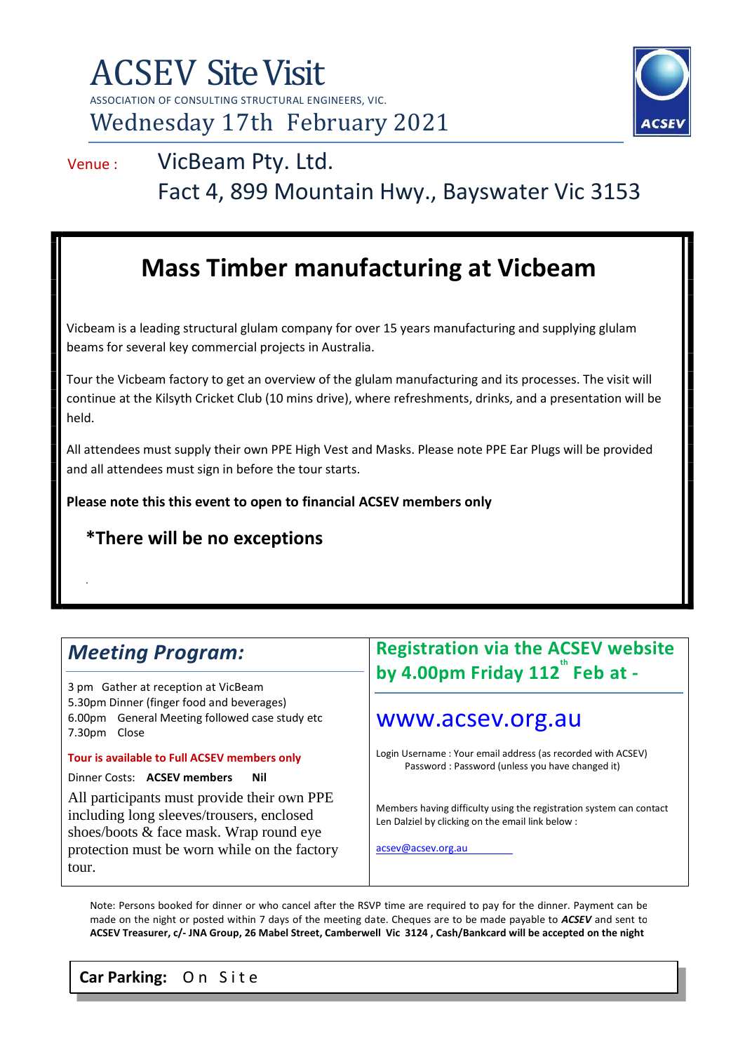# ACSEV Site Visit

ASSOCIATION OF CONSULTING STRUCTURAL ENGINEERS, VIC.

Wednesday 17th February 2021

ACSEV

Venue : VicBeam Pty. Ltd.
Fact 4, 899 Mountain Hwy., Bayswater Vic 3153

## Mass Timber manufacturing at Vicbeam

Vicbeam is a leading structural glulam company for over 15 years manufacturing and supplying glulam beams for several key commercial projects in Australia.

Tour the Vicbeam factory to get an overview of the glulam manufacturing and its processes. The visit will continue at the Kilsyth Cricket Club (10 mins drive), where refreshments, drinks, and a presentation will be held.

All attendees must supply their own PPE High Vest and Masks. Please note PPE Ear Plugs will be provided and all attendees must sign in before the tour starts.

**Please note this this event to open to financial ACSEV members only**

**\*There will be no exceptions**

### *Meeting Program:*

3 pm Gather at reception at VicBeam
5.30pm Dinner (finger food and beverages)
6.00pm General Meeting followed case study etc
7.30pm Close

**Tour is available to Full ACSEV members only**

Dinner Costs: **ACSEV members Nil**

All participants must provide their own PPE including long sleeves/trousers, enclosed shoes/boots & face mask. Wrap round eye protection must be worn while on the factory tour.

### Registration via the ACSEV website by 4.00pm Friday 112th Feb at -

www.acsev.org.au

Login Username : Your email address (as recorded with ACSEV)
Password : Password (unless you have changed it)

Members having difficulty using the registration system can contact Len Dalziel by clicking on the email link below :

acsev@acsev.org.au

Note: Persons booked for dinner or who cancel after the RSVP time are required to pay for the dinner. Payment can be made on the night or posted within 7 days of the meeting date. Cheques are to be made payable to ***ACSEV*** and sent to **ACSEV Treasurer, c/- JNA Group, 26 Mabel Street, Camberwell Vic 3124 , Cash/Bankcard will be accepted on the night**

**Car Parking:** On Site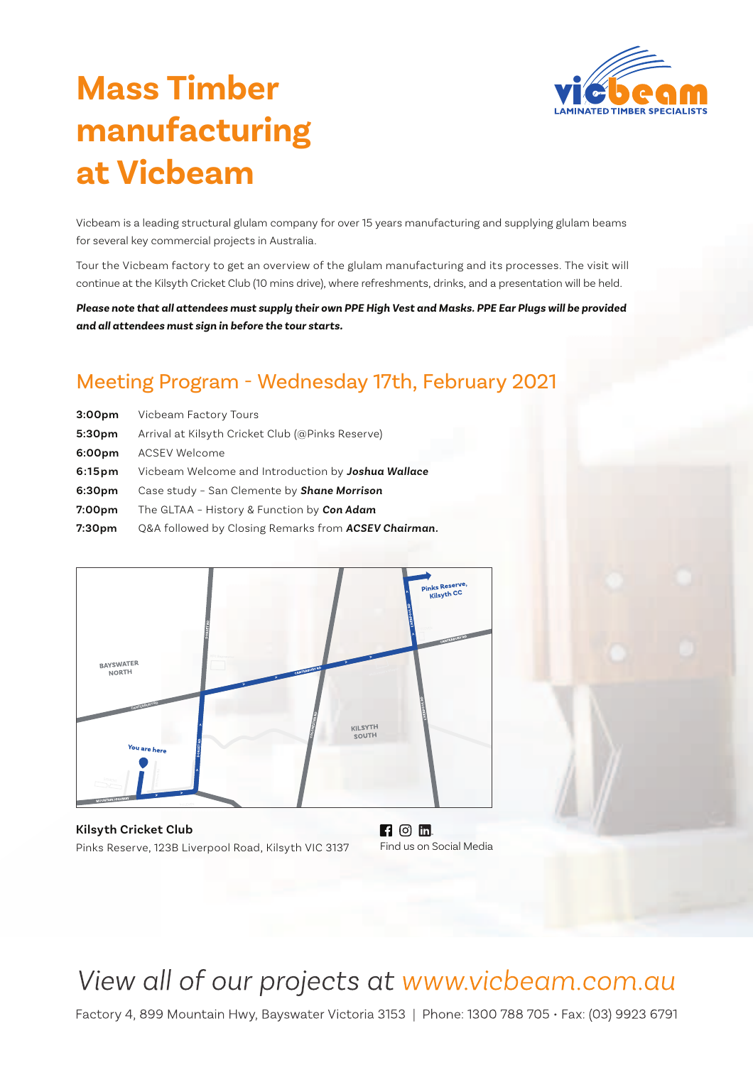# Mass Timber manufacturing at Vicbeam

vicbeam
LAMINATED TIMBER SPECIALISTS

Vicbeam is a leading structural glulam company for over 15 years manufacturing and supplying glulam beams for several key commercial projects in Australia.

Tour the Vicbeam factory to get an overview of the glulam manufacturing and its processes. The visit will continue at the Kilsyth Cricket Club (10 mins drive), where refreshments, drinks, and a presentation will be held.

***Please note that all attendees must supply their own PPE High Vest and Masks. PPE Ear Plugs will be provided and all attendees must sign in before the tour starts.***

## Meeting Program - Wednesday 17th, February 2021

| | |
|---|---|
| **3:00pm** | Vicbeam Factory Tours |
| **5:30pm** | Arrival at Kilsyth Cricket Club (@Pinks Reserve) |
| **6:00pm** | ACSEV Welcome |
| **6:15pm** | Vicbeam Welcome and Introduction by ***Joshua Wallace*** |
| **6:30pm** | Case study - San Clemente by ***Shane Morrison*** |
| **7:00pm** | The GLTAA - History & Function by ***Con Adam*** |
| **7:30pm** | Q&A followed by Closing Remarks from ***ACSEV Chairman.*** |

Pinks Reserve, Kilsyth CC

BAYSWATER NORTH

KILSYTH SOUTH

You are here

**Kilsyth Cricket Club**
Pinks Reserve, 123B Liverpool Road, Kilsyth VIC 3137

Find us on Social Media

*View all of our projects at www.vicbeam.com.au*

Factory 4, 899 Mountain Hwy, Bayswater Victoria 3153 | Phone: 1300 788 705 • Fax: (03) 9923 6791